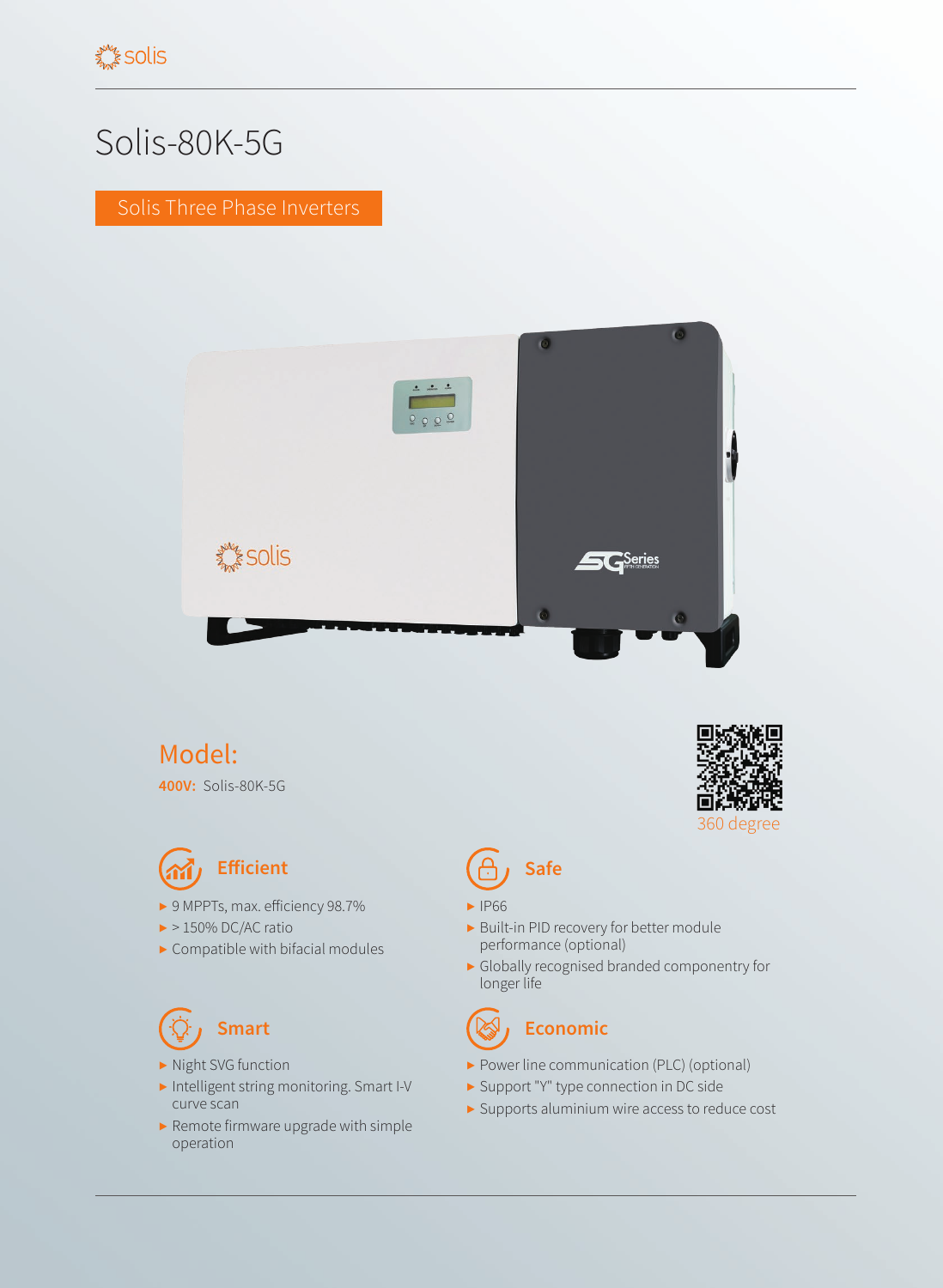# Solis-80K-5G

Solis Three Phase Inverters

## Model:

**400V:** Solis-80K-5G

360 degree

### Efficient

- 9 MPPTs, max. efficiency 98.7%
- > 150% DC/AC ratio
- Compatible with bifacial modules

### Safe

- IP66
- Built-in PID recovery for better module performance (optional)
- Globally recognised branded componentry for longer life

### Smart

- Night SVG function
- Intelligent string monitoring. Smart I-V curve scan
- Remote firmware upgrade with simple operation

### Economic

- Power line communication (PLC) (optional)
- Support "Y" type connection in DC side
- Supports aluminium wire access to reduce cost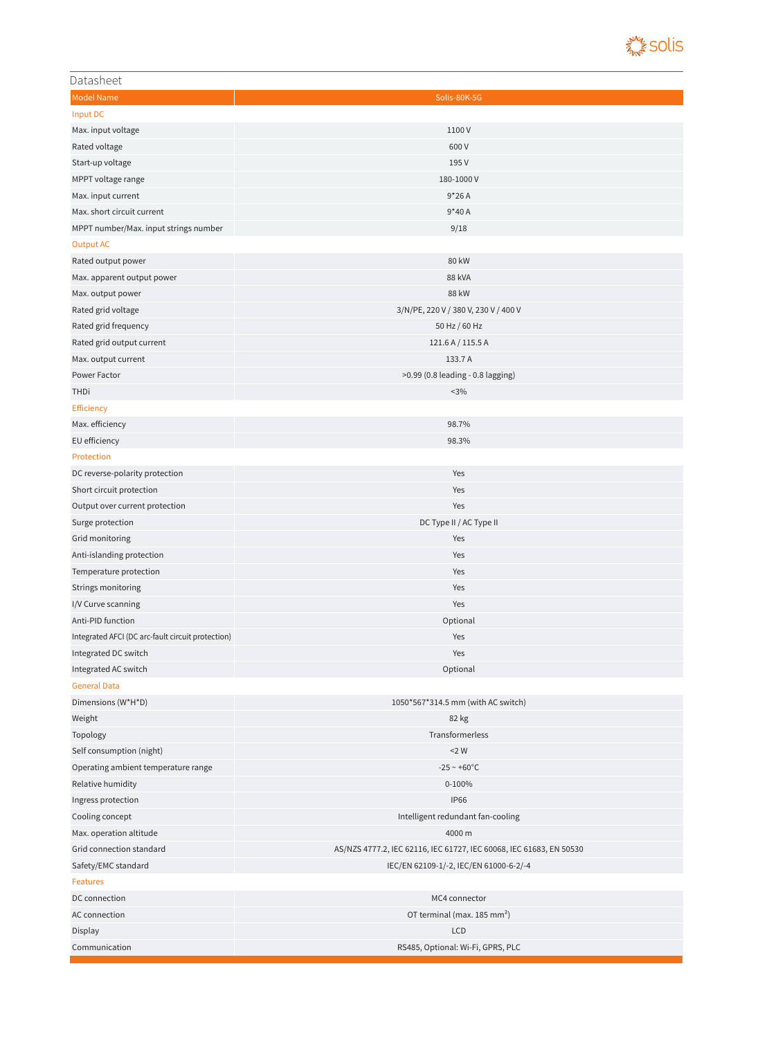Datasheet

| Model Name | Solis-80K-5G |
|---|---|
| **Input DC** | |
| Max. input voltage | 1100 V |
| Rated voltage | 600 V |
| Start-up voltage | 195 V |
| MPPT voltage range | 180-1000 V |
| Max. input current | 9*26 A |
| Max. short circuit current | 9*40 A |
| MPPT number/Max. input strings number | 9/18 |
| **Output AC** | |
| Rated output power | 80 kW |
| Max. apparent output power | 88 kVA |
| Max. output power | 88 kW |
| Rated grid voltage | 3/N/PE, 220 V / 380 V, 230 V / 400 V |
| Rated grid frequency | 50 Hz / 60 Hz |
| Rated grid output current | 121.6 A / 115.5 A |
| Max. output current | 133.7 A |
| Power Factor | >0.99 (0.8 leading - 0.8 lagging) |
| THDi | <3% |
| **Efficiency** | |
| Max. efficiency | 98.7% |
| EU efficiency | 98.3% |
| **Protection** | |
| DC reverse-polarity protection | Yes |
| Short circuit protection | Yes |
| Output over current protection | Yes |
| Surge protection | DC Type II / AC Type II |
| Grid monitoring | Yes |
| Anti-islanding protection | Yes |
| Temperature protection | Yes |
| Strings monitoring | Yes |
| I/V Curve scanning | Yes |
| Anti-PID function | Optional |
| Integrated AFCI (DC arc-fault circuit protection) | Yes |
| Integrated DC switch | Yes |
| Integrated AC switch | Optional |
| **General Data** | |
| Dimensions (W*H*D) | 1050*567*314.5 mm (with AC switch) |
| Weight | 82 kg |
| Topology | Transformerless |
| Self consumption (night) | <2 W |
| Operating ambient temperature range | -25 ~ +60℃ |
| Relative humidity | 0-100% |
| Ingress protection | IP66 |
| Cooling concept | Intelligent redundant fan-cooling |
| Max. operation altitude | 4000 m |
| Grid connection standard | AS/NZS 4777.2, IEC 62116, IEC 61727, IEC 60068, IEC 61683, EN 50530 |
| Safety/EMC standard | IEC/EN 62109-1/-2, IEC/EN 61000-6-2/-4 |
| **Features** | |
| DC connection | MC4 connector |
| AC connection | OT terminal (max. 185 $mm^2$) |
| Display | LCD |
| Communication | RS485, Optional: Wi-Fi, GPRS, PLC |